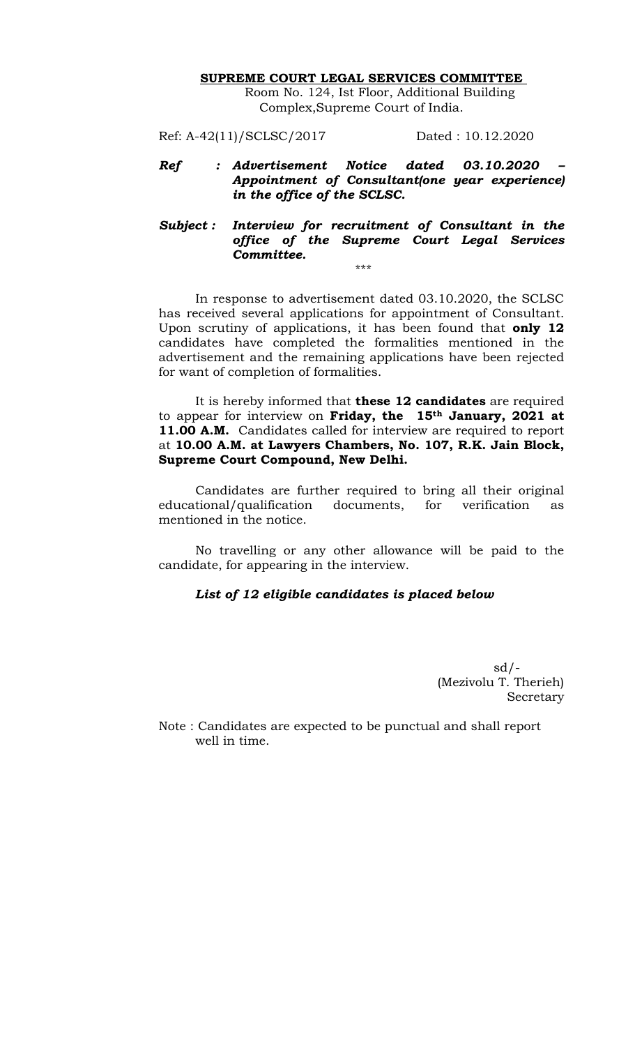**SUPREME COURT LEGAL SERVICES COMMITTEE**

Room No. 124, Ist Floor, Additional Building Complex,Supreme Court of India.

Ref: A-42(11)/SCLSC/2017 Dated : 10.12.2020

***Ref : Advertisement Notice dated 03.10.2020 – Appointment of Consultant(one year experience) in the office of the SCLSC.***

***Subject : Interview for recruitment of Consultant in the office of the Supreme Court Legal Services Committee.***

\*\*\*

In response to advertisement dated 03.10.2020, the SCLSC has received several applications for appointment of Consultant. Upon scrutiny of applications, it has been found that **only 12** candidates have completed the formalities mentioned in the advertisement and the remaining applications have been rejected for want of completion of formalities.

It is hereby informed that **these 12 candidates** are required to appear for interview on **Friday, the 15th January, 2021 at 11.00 A.M.** Candidates called for interview are required to report at **10.00 A.M. at Lawyers Chambers, No. 107, R.K. Jain Block, Supreme Court Compound, New Delhi.**

Candidates are further required to bring all their original educational/qualification documents, for verification as mentioned in the notice.

No travelling or any other allowance will be paid to the candidate, for appearing in the interview.

***List of 12 eligible candidates is placed below***

sd/-
(Mezivolu T. Therieh)
Secretary

Note : Candidates are expected to be punctual and shall report well in time.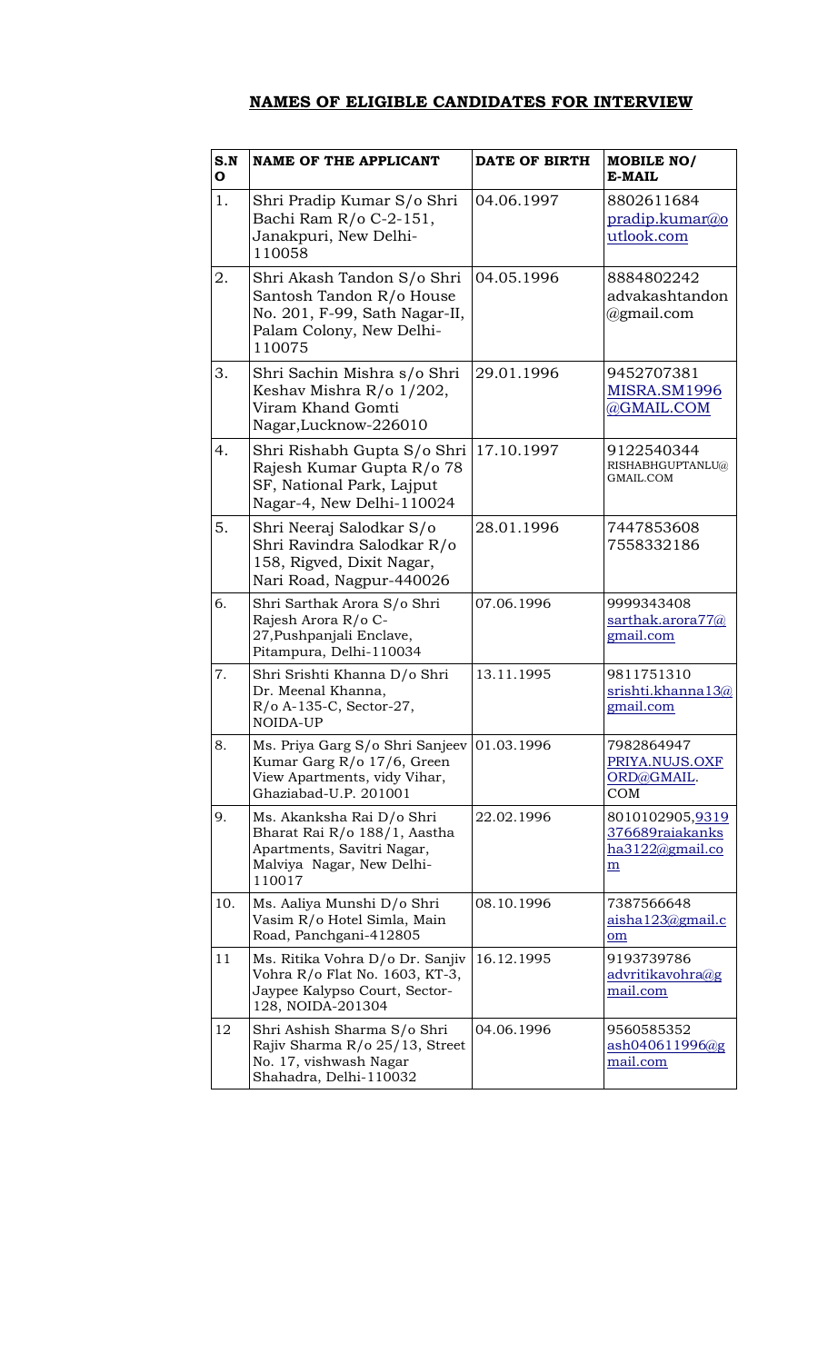## NAMES OF ELIGIBLE CANDIDATES FOR INTERVIEW

| S.NO | NAME OF THE APPLICANT | DATE OF BIRTH | MOBILE NO/ E-MAIL |
|---|---|---|---|
| 1. | Shri Pradip Kumar S/o Shri Bachi Ram R/o C-2-151, Janakpuri, New Delhi-110058 | 04.06.1997 | 8802611684 pradip.kumar@outlook.com |
| 2. | Shri Akash Tandon S/o Shri Santosh Tandon R/o House No. 201, F-99, Sath Nagar-II, Palam Colony, New Delhi-110075 | 04.05.1996 | 8884802242 advakashtandon@gmail.com |
| 3. | Shri Sachin Mishra s/o Shri Keshav Mishra R/o 1/202, Viram Khand Gomti Nagar,Lucknow-226010 | 29.01.1996 | 9452707381 MISRA.SM1996@GMAIL.COM |
| 4. | Shri Rishabh Gupta S/o Shri Rajesh Kumar Gupta R/o 78 SF, National Park, Lajput Nagar-4, New Delhi-110024 | 17.10.1997 | 9122540344 RISHABHGUPTANLU@GMAIL.COM |
| 5. | Shri Neeraj Salodkar S/o Shri Ravindra Salodkar R/o 158, Rigved, Dixit Nagar, Nari Road, Nagpur-440026 | 28.01.1996 | 7447853608 7558332186 |
| 6. | Shri Sarthak Arora S/o Shri Rajesh Arora R/o C-27,Pushpanjali Enclave, Pitampura, Delhi-110034 | 07.06.1996 | 9999343408 sarthak.arora77@gmail.com |
| 7. | Shri Srishti Khanna D/o Shri Dr. Meenal Khanna, R/o A-135-C, Sector-27, NOIDA-UP | 13.11.1995 | 9811751310 srishti.khanna13@gmail.com |
| 8. | Ms. Priya Garg S/o Shri Sanjeev Kumar Garg R/o 17/6, Green View Apartments, vidy Vihar, Ghaziabad-U.P. 201001 | 01.03.1996 | 7982864947 PRIYA.NUJS.OXFORD@GMAIL.COM |
| 9. | Ms. Akanksha Rai D/o Shri Bharat Rai R/o 188/1, Aastha Apartments, Savitri Nagar, Malviya Nagar, New Delhi-110017 | 22.02.1996 | 8010102905,9319376689raiakanksha3122@gmail.com |
| 10. | Ms. Aaliya Munshi D/o Shri Vasim R/o Hotel Simla, Main Road, Panchgani-412805 | 08.10.1996 | 7387566648 aisha123@gmail.com |
| 11 | Ms. Ritika Vohra D/o Dr. Sanjiv Vohra R/o Flat No. 1603, KT-3, Jaypee Kalypso Court, Sector-128, NOIDA-201304 | 16.12.1995 | 9193739786 advritikavohra@gmail.com |
| 12 | Shri Ashish Sharma S/o Shri Rajiv Sharma R/o 25/13, Street No. 17, vishwash Nagar Shahadra, Delhi-110032 | 04.06.1996 | 9560585352 ash040611996@gmail.com |